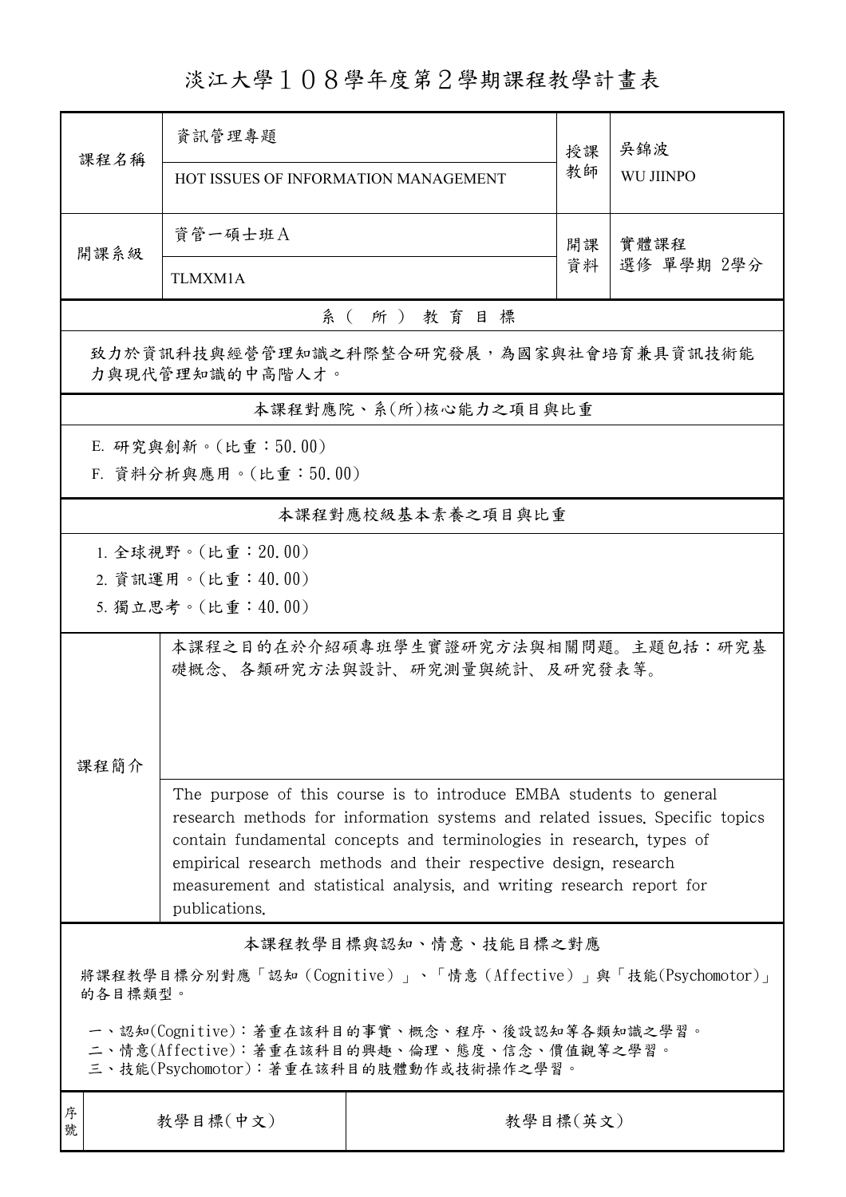# 淡江大學１０８學年度第２學期課程教學計畫表

| | | | |
|---|---|---|---|
| 課程名稱 | 資訊管理專題<br>HOT ISSUES OF INFORMATION MANAGEMENT | 授課教師 | 吳錦波<br>WU JIINPO |
| 開課系級 | 資管一碩士班Ａ<br>TLMXM1A | 開課資料 | 實體課程<br>選修 單學期 2學分 |

## 系（所）教育目標

致力於資訊科技與經營管理知識之科際整合研究發展，為國家與社會培育兼具資訊技術能力與現代管理知識的中高階人才。

## 本課程對應院、系(所)核心能力之項目與比重

E. 研究與創新。(比重：50.00)

F. 資料分析與應用。(比重：50.00)

## 本課程對應校級基本素養之項目與比重

1. 全球視野。(比重：20.00)
2. 資訊運用。(比重：40.00)
5. 獨立思考。(比重：40.00)

## 課程簡介

本課程之目的在於介紹碩專班學生實證研究方法與相關問題。主題包括：研究基礎概念、各類研究方法與設計、研究測量與統計、及研究發表等。

The purpose of this course is to introduce EMBA students to general research methods for information systems and related issues. Specific topics contain fundamental concepts and terminologies in research, types of empirical research methods and their respective design, research measurement and statistical analysis, and writing research report for publications.

## 本課程教學目標與認知、情意、技能目標之對應

將課程教學目標分別對應「認知（Cognitive）」、「情意（Affective）」與「技能(Psychomotor)」的各目標類型。

一、認知(Cognitive)：著重在該科目的事實、概念、程序、後設認知等各類知識之學習。
二、情意(Affective)：著重在該科目的興趣、倫理、態度、信念、價值觀等之學習。
三、技能(Psychomotor)：著重在該科目的肢體動作或技術操作之學習。

| 序號 | 教學目標(中文) | 教學目標(英文) |
|---|---|---|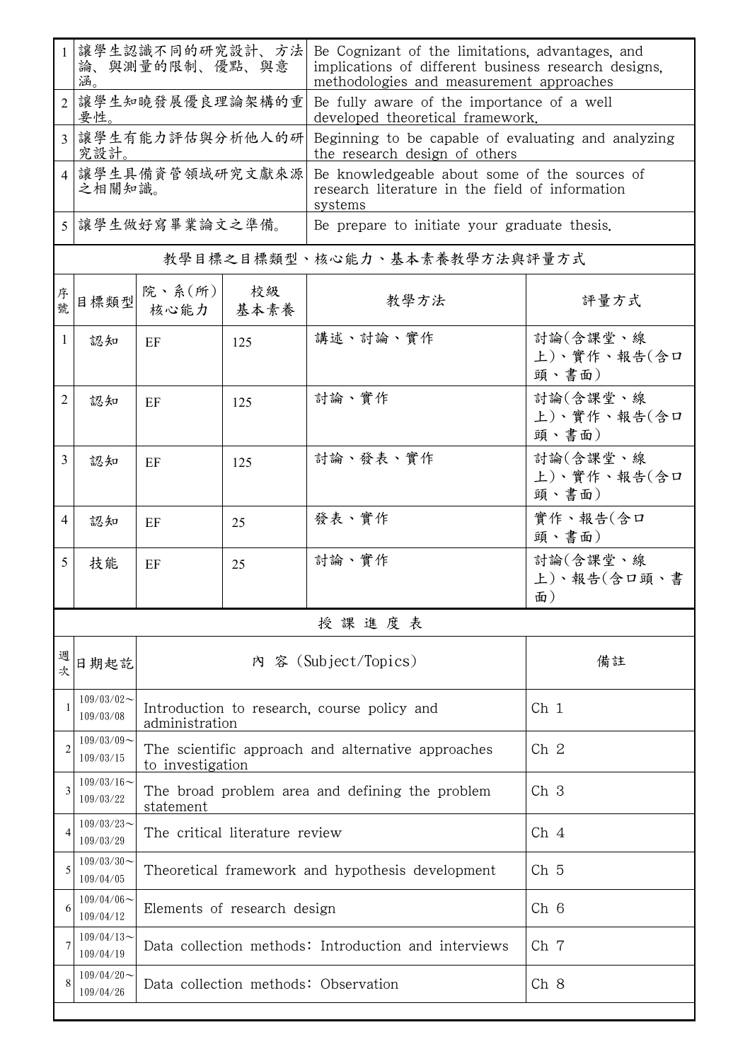| | | |
|---|---|---|
| 1 | 讓學生認識不同的研究設計、方法論、與測量的限制、優點、與意涵。 | Be Cognizant of the limitations, advantages, and implications of different business research designs, methodologies and measurement approaches |
| 2 | 讓學生知曉發展優良理論架構的重要性。 | Be fully aware of the importance of a well developed theoretical framework. |
| 3 | 讓學生有能力評估與分析他人的研究設計。 | Beginning to be capable of evaluating and analyzing the research design of others |
| 4 | 讓學生具備資管領域研究文獻來源之相關知識。 | Be knowledgeable about some of the sources of research literature in the field of information systems |
| 5 | 讓學生做好寫畢業論文之準備。 | Be prepare to initiate your graduate thesis. |

## 教學目標之目標類型、核心能力、基本素養教學方法與評量方式

| 序號 | 目標類型 | 院、系(所)核心能力 | 校級基本素養 | 教學方法 | 評量方式 |
|---|---|---|---|---|---|
| 1 | 認知 | EF | 125 | 講述、討論、實作 | 討論(含課堂、線上)、實作、報告(含口頭、書面) |
| 2 | 認知 | EF | 125 | 討論、實作 | 討論(含課堂、線上)、實作、報告(含口頭、書面) |
| 3 | 認知 | EF | 125 | 討論、發表、實作 | 討論(含課堂、線上)、實作、報告(含口頭、書面) |
| 4 | 認知 | EF | 25 | 發表、實作 | 實作、報告(含口頭、書面) |
| 5 | 技能 | EF | 25 | 討論、實作 | 討論(含課堂、線上)、報告(含口頭、書面) |

## 授課進度表

| 週次 | 日期起訖 | 內 容 (Subject/Topics) | 備註 |
|---|---|---|---|
| 1 | 109/03/02～109/03/08 | Introduction to research, course policy and administration | Ch 1 |
| 2 | 109/03/09～109/03/15 | The scientific approach and alternative approaches to investigation | Ch 2 |
| 3 | 109/03/16～109/03/22 | The broad problem area and defining the problem statement | Ch 3 |
| 4 | 109/03/23～109/03/29 | The critical literature review | Ch 4 |
| 5 | 109/03/30～109/04/05 | Theoretical framework and hypothesis development | Ch 5 |
| 6 | 109/04/06～109/04/12 | Elements of research design | Ch 6 |
| 7 | 109/04/13～109/04/19 | Data collection methods: Introduction and interviews | Ch 7 |
| 8 | 109/04/20～109/04/26 | Data collection methods: Observation | Ch 8 |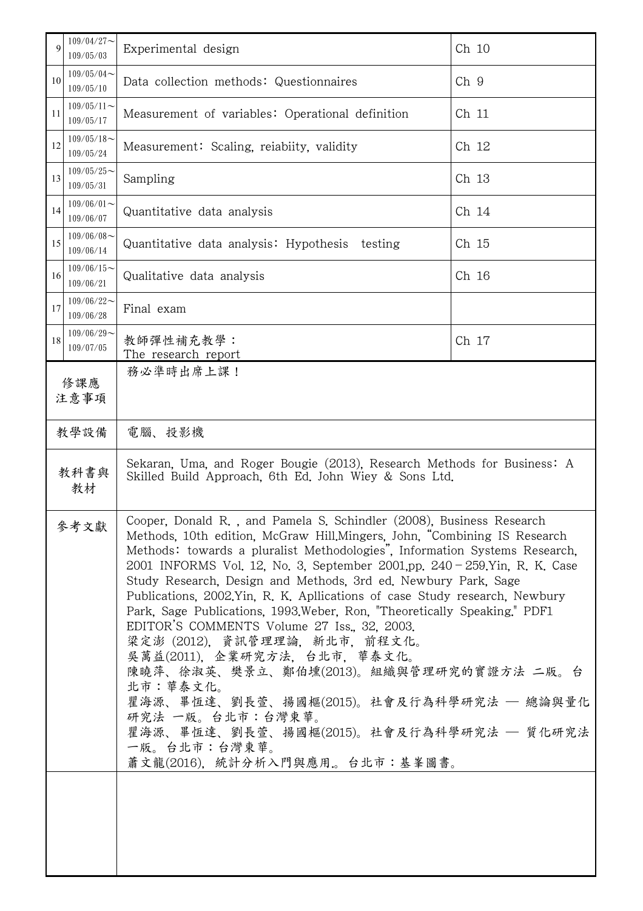| | | | |
|---|---|---|---|
| 9 | 109/04/27～109/05/03 | Experimental design | Ch 10 |
| 10 | 109/05/04～109/05/10 | Data collection methods：Questionnaires | Ch 9 |
| 11 | 109/05/11～109/05/17 | Measurement of variables：Operational definition | Ch 11 |
| 12 | 109/05/18～109/05/24 | Measurement：Scaling, reiabiity, validity | Ch 12 |
| 13 | 109/05/25～109/05/31 | Sampling | Ch 13 |
| 14 | 109/06/01～109/06/07 | Quantitative data analysis | Ch 14 |
| 15 | 109/06/08～109/06/14 | Quantitative data analysis：Hypothesis testing | Ch 15 |
| 16 | 109/06/15～109/06/21 | Qualitative data analysis | Ch 16 |
| 17 | 109/06/22～109/06/28 | Final exam | |
| 18 | 109/06/29～109/07/05 | 教師彈性補充教學：<br>The research report | Ch 17 |

| | |
|---|---|
| 修課應注意事項 | 務必準時出席上課！ |
| 教學設備 | 電腦、投影機 |
| 教科書與教材 | Sekaran, Uma, and Roger Bougie (2013), Research Methods for Business：A Skilled Build Approach, 6th Ed. John Wiey & Sons Ltd. |
| 參考文獻 | Cooper, Donald R. , and Pamela S. Schindler (2008), Business Research Methods, 10th edition, McGraw Hill.Mingers, John, "Combining IS Research Methods：towards a pluralist Methodologies", Information Systems Research, 2001 INFORMS Vol. 12, No. 3, September 2001,pp. 240－259.Yin, R. K. Case Study Research, Design and Methods, 3rd ed. Newbury Park, Sage Publications, 2002.Yin, R. K. Apllications of case Study research, Newbury Park, Sage Publications, 1993.Weber, Ron, "Theoretically Speaking." PDF1 EDITOR'S COMMENTS Volume 27 Iss., 32, 2003.<br>梁定澎 (2012), 資訊管理理論, 新北市, 前程文化。<br>吳萬益(2011), 企業研究方法, 台北市, 華泰文化。<br>陳曉萍、徐淑英、樊景立、鄭伯壎(2013)。組織與管理研究的實證方法 二版。台北市：華泰文化。<br>瞿海源、畢恆達、劉長萱、揚國樞(2015)。社會及行為科學研究法 — 總論與量化研究法 一版。台北市：台灣東華。<br>瞿海源、畢恆達、劉長萱、揚國樞(2015)。社會及行為科學研究法 — 質化研究法 一版。台北市：台灣東華。<br>蕭文龍(2016), 統計分析入門與應用.。台北市：碁峯圖書。 |
| | |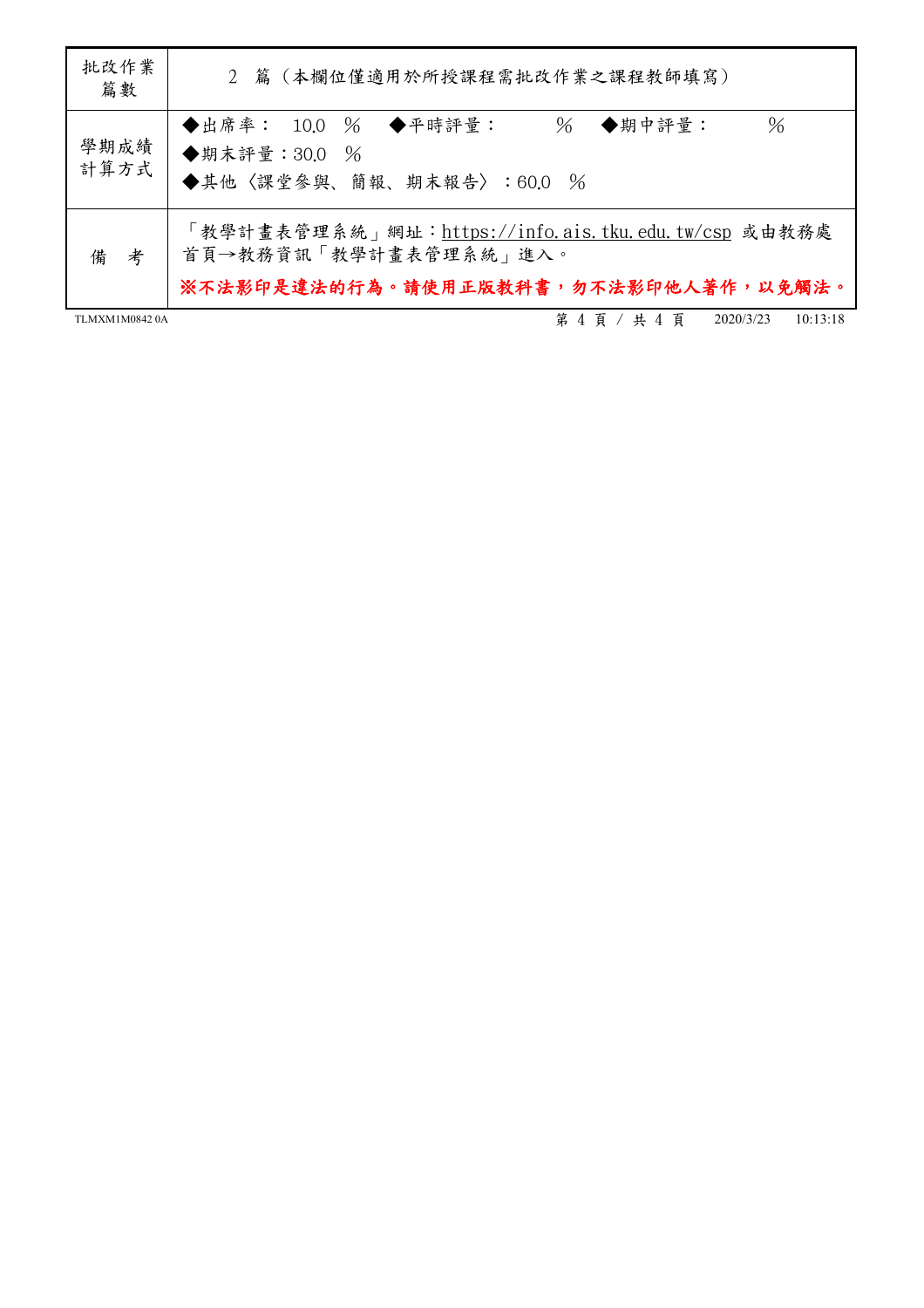| | |
|---|---|
| 批改作業篇數 | 2 篇（本欄位僅適用於所授課程需批改作業之課程教師填寫） |
| 學期成績計算方式 | ◆出席率： 10.0 ％ ◆平時評量： ％ ◆期中評量： ％<br>◆期末評量：30.0 ％<br>◆其他〈課堂參與、簡報、期末報告〉：60.0 ％ |
| 備 考 | 「教學計畫表管理系統」網址：https://info.ais.tku.edu.tw/csp 或由教務處首頁→教務資訊「教學計畫表管理系統」進入。<br>**※不法影印是違法的行為。請使用正版教科書，勿不法影印他人著作，以免觸法。** |

TLMXM1M0842 0A

2020/3/23 10:13:18